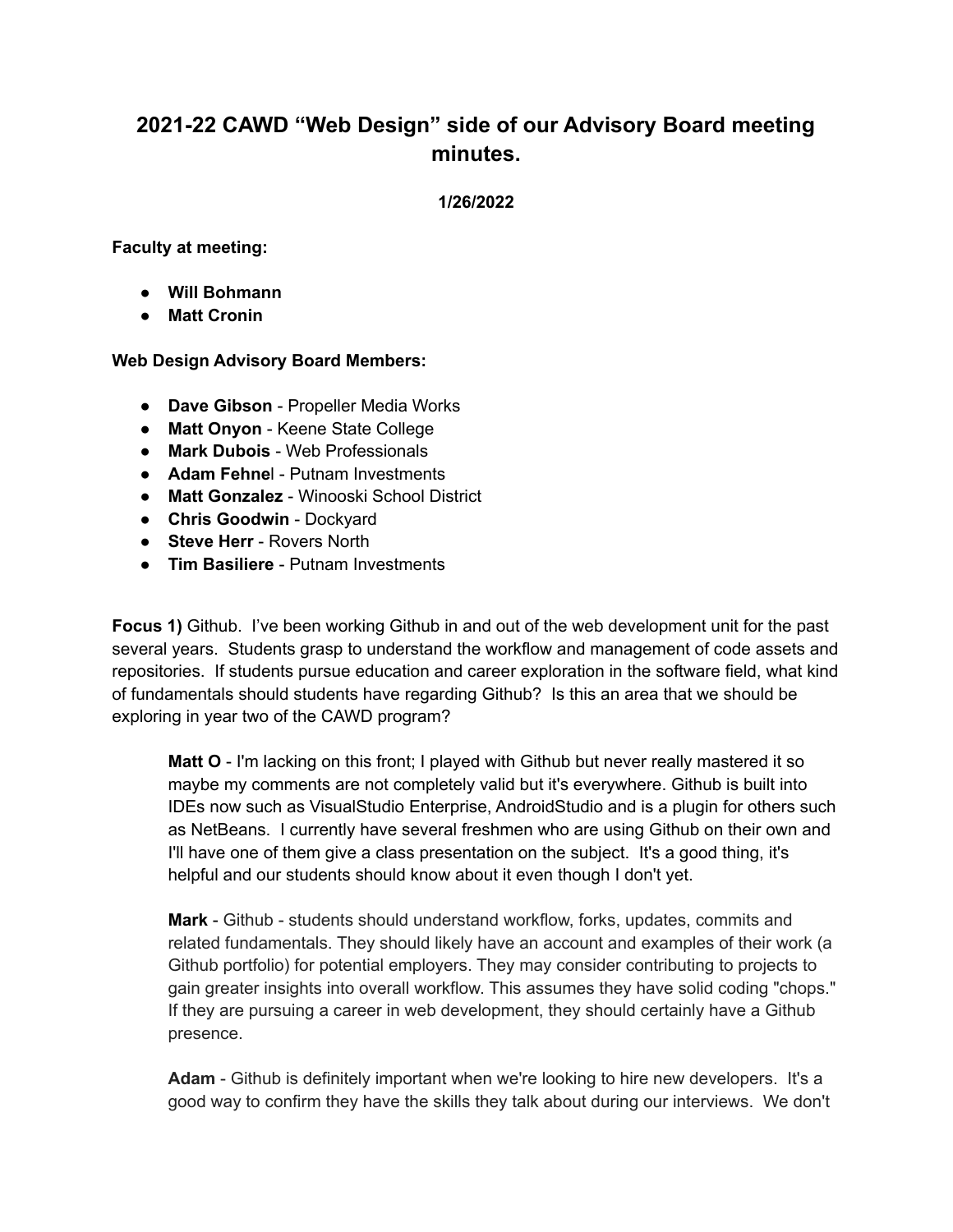# 2021-22 CAWD "Web Design" side of our Advisory Board meeting minutes.

**1/26/2022**

**Faculty at meeting:**

- **Will Bohmann**
- **Matt Cronin**

**Web Design Advisory Board Members:**

- **Dave Gibson** - Propeller Media Works
- **Matt Onyon** - Keene State College
- **Mark Dubois** - Web Professionals
- **Adam Fehnel** - Putnam Investments
- **Matt Gonzalez** - Winooski School District
- **Chris Goodwin** - Dockyard
- **Steve Herr** - Rovers North
- **Tim Basiliere** - Putnam Investments

**Focus 1)** Github. I've been working Github in and out of the web development unit for the past several years. Students grasp to understand the workflow and management of code assets and repositories. If students pursue education and career exploration in the software field, what kind of fundamentals should students have regarding Github? Is this an area that we should be exploring in year two of the CAWD program?

> **Matt O** - I'm lacking on this front; I played with Github but never really mastered it so maybe my comments are not completely valid but it's everywhere. Github is built into IDEs now such as VisualStudio Enterprise, AndroidStudio and is a plugin for others such as NetBeans. I currently have several freshmen who are using Github on their own and I'll have one of them give a class presentation on the subject. It's a good thing, it's helpful and our students should know about it even though I don't yet.
>
> **Mark** - Github - students should understand workflow, forks, updates, commits and related fundamentals. They should likely have an account and examples of their work (a Github portfolio) for potential employers. They may consider contributing to projects to gain greater insights into overall workflow. This assumes they have solid coding "chops." If they are pursuing a career in web development, they should certainly have a Github presence.
>
> **Adam** - Github is definitely important when we're looking to hire new developers. It's a good way to confirm they have the skills they talk about during our interviews. We don't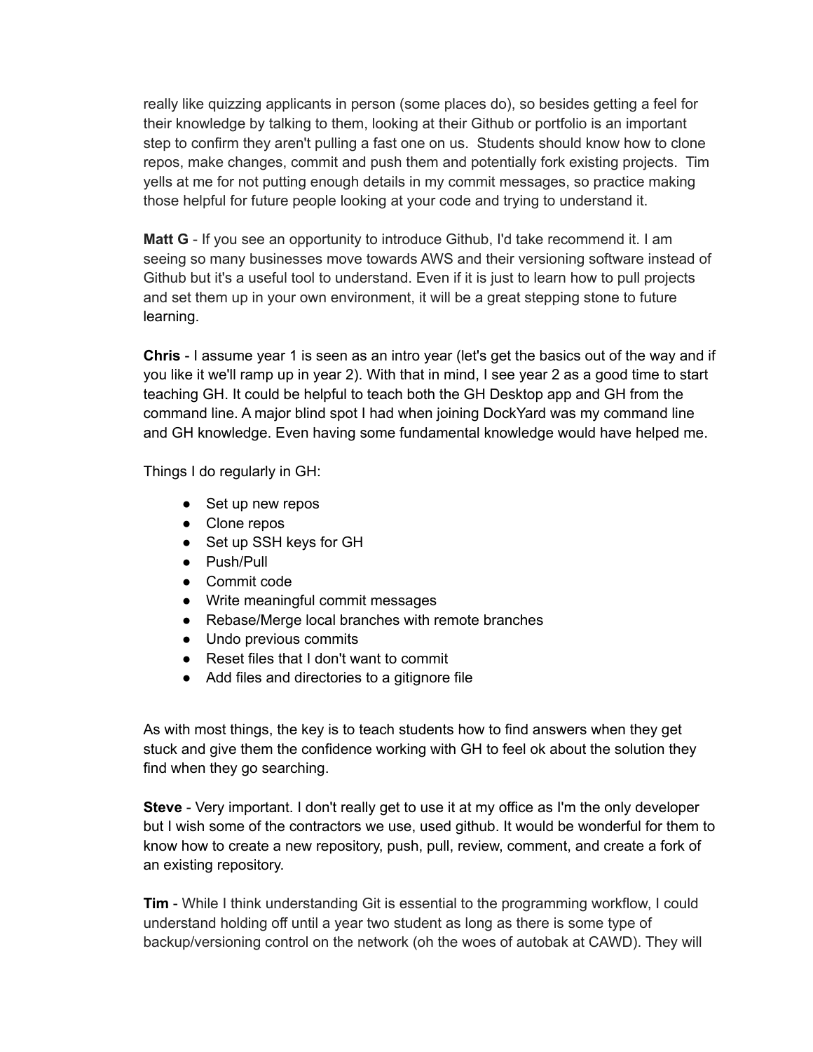really like quizzing applicants in person (some places do), so besides getting a feel for their knowledge by talking to them, looking at their Github or portfolio is an important step to confirm they aren't pulling a fast one on us.  Students should know how to clone repos, make changes, commit and push them and potentially fork existing projects.  Tim yells at me for not putting enough details in my commit messages, so practice making those helpful for future people looking at your code and trying to understand it.

**Matt G** - If you see an opportunity to introduce Github, I'd take recommend it. I am seeing so many businesses move towards AWS and their versioning software instead of Github but it's a useful tool to understand. Even if it is just to learn how to pull projects and set them up in your own environment, it will be a great stepping stone to future learning.

**Chris** - I assume year 1 is seen as an intro year (let's get the basics out of the way and if you like it we'll ramp up in year 2). With that in mind, I see year 2 as a good time to start teaching GH. It could be helpful to teach both the GH Desktop app and GH from the command line. A major blind spot I had when joining DockYard was my command line and GH knowledge. Even having some fundamental knowledge would have helped me.

Things I do regularly in GH:

- Set up new repos
- Clone repos
- Set up SSH keys for GH
- Push/Pull
- Commit code
- Write meaningful commit messages
- Rebase/Merge local branches with remote branches
- Undo previous commits
- Reset files that I don't want to commit
- Add files and directories to a gitignore file

As with most things, the key is to teach students how to find answers when they get stuck and give them the confidence working with GH to feel ok about the solution they find when they go searching.

**Steve** - Very important. I don't really get to use it at my office as I'm the only developer but I wish some of the contractors we use, used github. It would be wonderful for them to know how to create a new repository, push, pull, review, comment, and create a fork of an existing repository.

**Tim** - While I think understanding Git is essential to the programming workflow, I could understand holding off until a year two student as long as there is some type of backup/versioning control on the network (oh the woes of autobak at CAWD). They will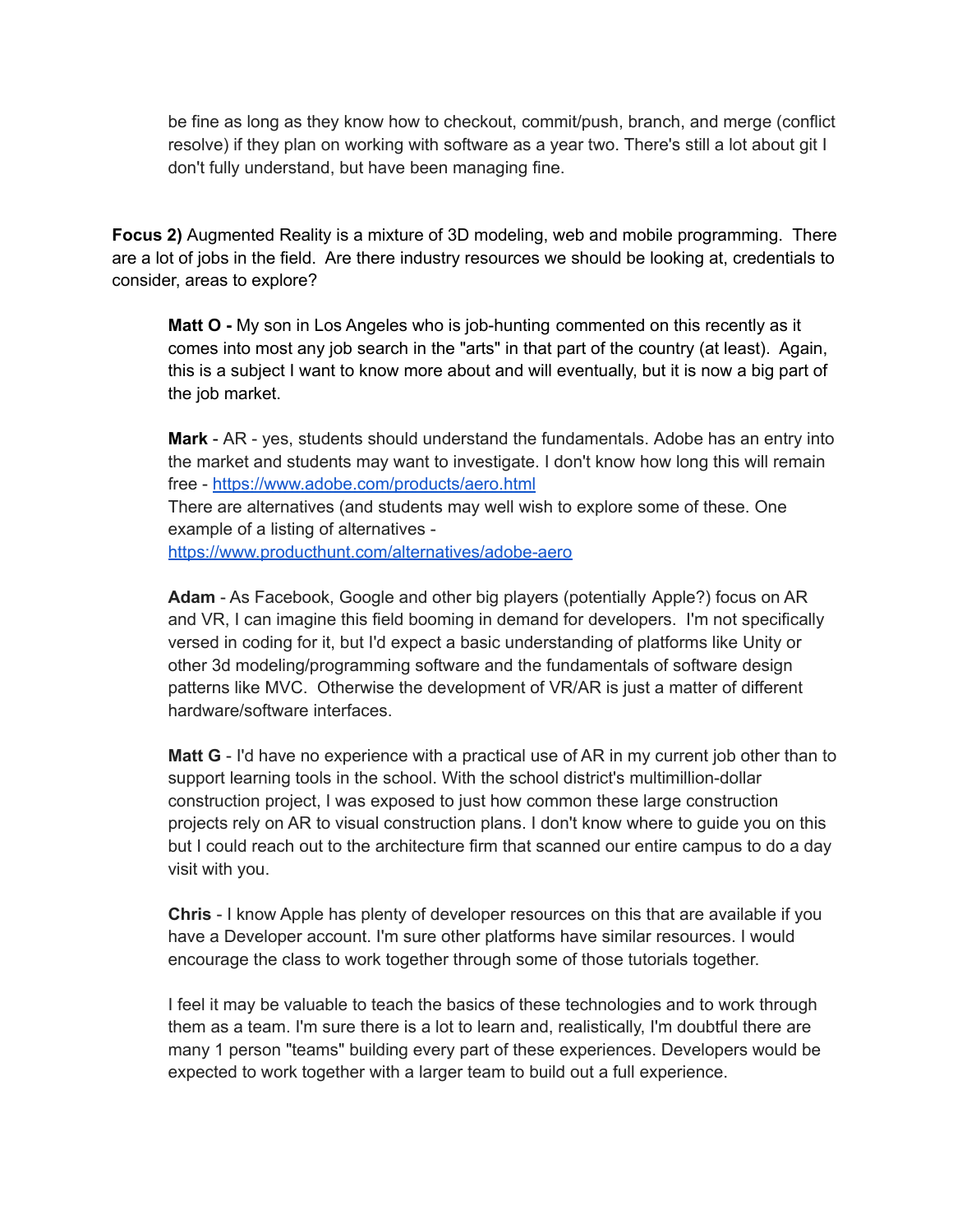be fine as long as they know how to checkout, commit/push, branch, and merge (conflict resolve) if they plan on working with software as a year two. There's still a lot about git I don't fully understand, but have been managing fine.

**Focus 2)** Augmented Reality is a mixture of 3D modeling, web and mobile programming. There are a lot of jobs in the field. Are there industry resources we should be looking at, credentials to consider, areas to explore?

> **Matt O -** My son in Los Angeles who is job-hunting commented on this recently as it comes into most any job search in the "arts" in that part of the country (at least). Again, this is a subject I want to know more about and will eventually, but it is now a big part of the job market.
>
> **Mark** - AR - yes, students should understand the fundamentals. Adobe has an entry into the market and students may want to investigate. I don't know how long this will remain free - [https://www.adobe.com/products/aero.html](https://www.adobe.com/products/aero.html)
> There are alternatives (and students may well wish to explore some of these. One example of a listing of alternatives -
> [https://www.producthunt.com/alternatives/adobe-aero](https://www.producthunt.com/alternatives/adobe-aero)
>
> **Adam** - As Facebook, Google and other big players (potentially Apple?) focus on AR and VR, I can imagine this field booming in demand for developers. I'm not specifically versed in coding for it, but I'd expect a basic understanding of platforms like Unity or other 3d modeling/programming software and the fundamentals of software design patterns like MVC. Otherwise the development of VR/AR is just a matter of different hardware/software interfaces.
>
> **Matt G** - I'd have no experience with a practical use of AR in my current job other than to support learning tools in the school. With the school district's multimillion-dollar construction project, I was exposed to just how common these large construction projects rely on AR to visual construction plans. I don't know where to guide you on this but I could reach out to the architecture firm that scanned our entire campus to do a day visit with you.
>
> **Chris** - I know Apple has plenty of developer resources on this that are available if you have a Developer account. I'm sure other platforms have similar resources. I would encourage the class to work together through some of those tutorials together.
>
> I feel it may be valuable to teach the basics of these technologies and to work through them as a team. I'm sure there is a lot to learn and, realistically, I'm doubtful there are many 1 person "teams" building every part of these experiences. Developers would be expected to work together with a larger team to build out a full experience.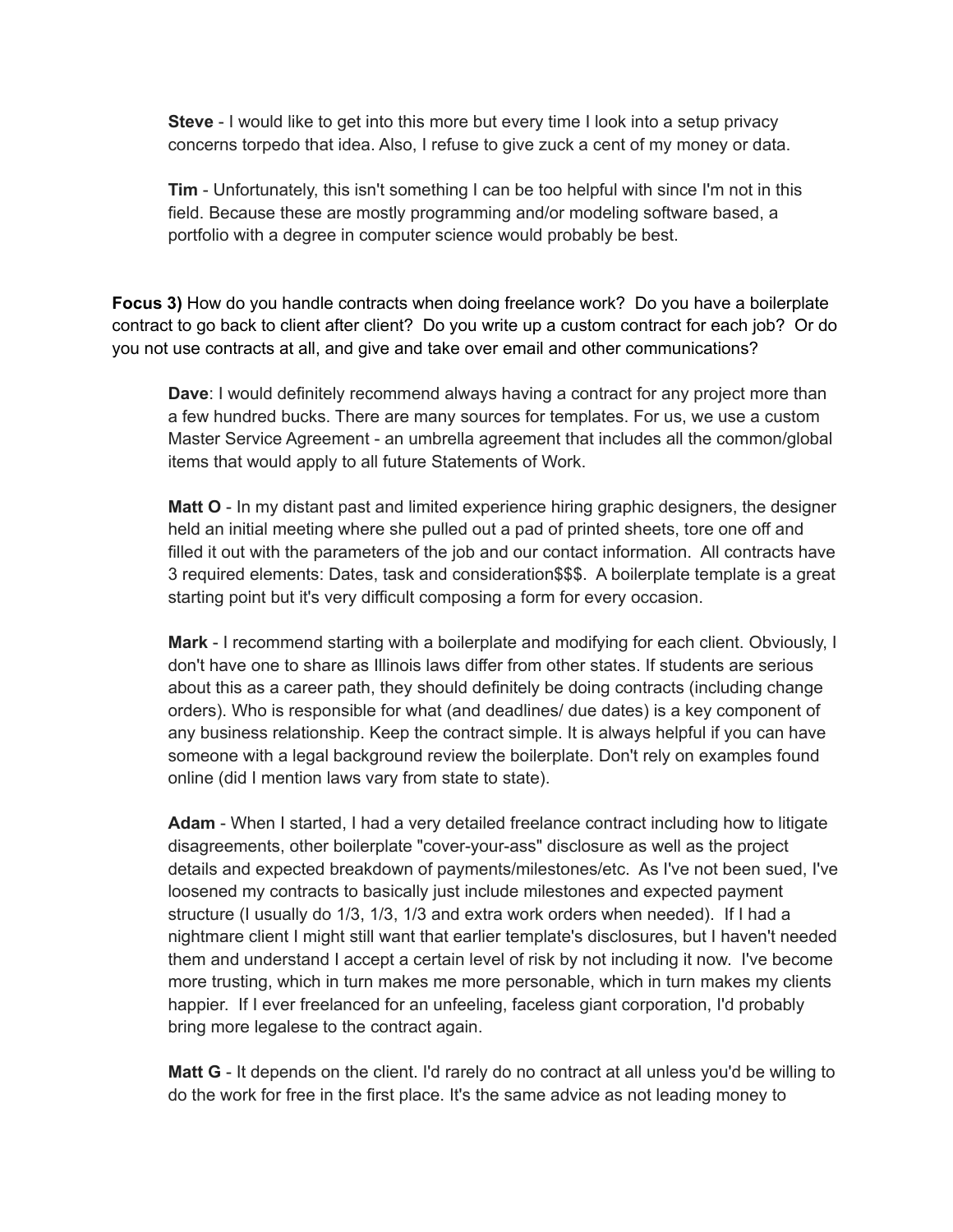**Steve** - I would like to get into this more but every time I look into a setup privacy concerns torpedo that idea. Also, I refuse to give zuck a cent of my money or data.

**Tim** - Unfortunately, this isn't something I can be too helpful with since I'm not in this field. Because these are mostly programming and/or modeling software based, a portfolio with a degree in computer science would probably be best.

**Focus 3)** How do you handle contracts when doing freelance work? Do you have a boilerplate contract to go back to client after client? Do you write up a custom contract for each job? Or do you not use contracts at all, and give and take over email and other communications?

**Dave**: I would definitely recommend always having a contract for any project more than a few hundred bucks. There are many sources for templates. For us, we use a custom Master Service Agreement - an umbrella agreement that includes all the common/global items that would apply to all future Statements of Work.

**Matt O** - In my distant past and limited experience hiring graphic designers, the designer held an initial meeting where she pulled out a pad of printed sheets, tore one off and filled it out with the parameters of the job and our contact information. All contracts have 3 required elements: Dates, task and consideration$$$. A boilerplate template is a great starting point but it's very difficult composing a form for every occasion.

**Mark** - I recommend starting with a boilerplate and modifying for each client. Obviously, I don't have one to share as Illinois laws differ from other states. If students are serious about this as a career path, they should definitely be doing contracts (including change orders). Who is responsible for what (and deadlines/ due dates) is a key component of any business relationship. Keep the contract simple. It is always helpful if you can have someone with a legal background review the boilerplate. Don't rely on examples found online (did I mention laws vary from state to state).

**Adam** - When I started, I had a very detailed freelance contract including how to litigate disagreements, other boilerplate "cover-your-ass" disclosure as well as the project details and expected breakdown of payments/milestones/etc. As I've not been sued, I've loosened my contracts to basically just include milestones and expected payment structure (I usually do 1/3, 1/3, 1/3 and extra work orders when needed). If I had a nightmare client I might still want that earlier template's disclosures, but I haven't needed them and understand I accept a certain level of risk by not including it now. I've become more trusting, which in turn makes me more personable, which in turn makes my clients happier. If I ever freelanced for an unfeeling, faceless giant corporation, I'd probably bring more legalese to the contract again.

**Matt G** - It depends on the client. I'd rarely do no contract at all unless you'd be willing to do the work for free in the first place. It's the same advice as not leading money to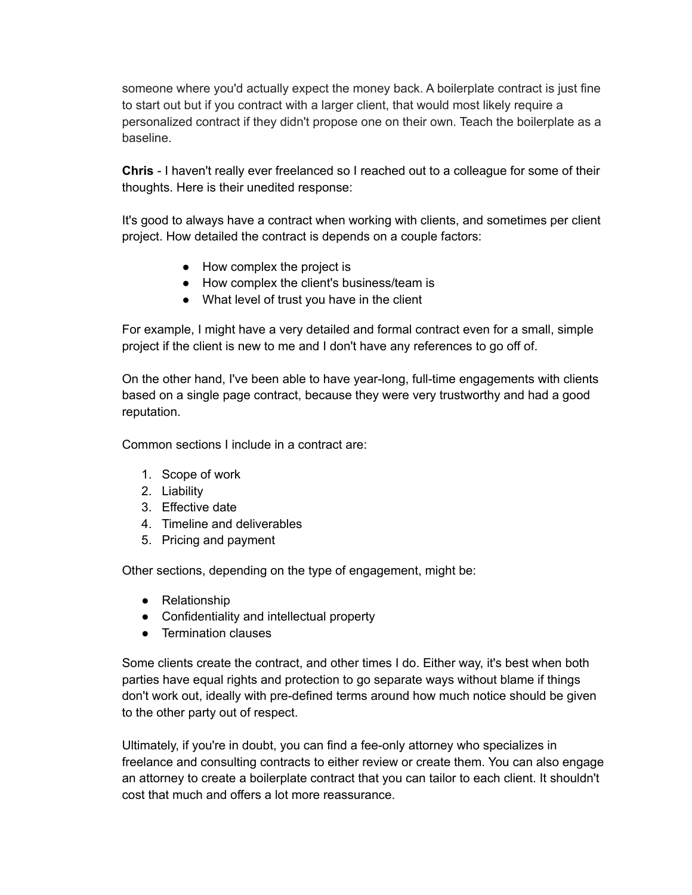someone where you'd actually expect the money back. A boilerplate contract is just fine to start out but if you contract with a larger client, that would most likely require a personalized contract if they didn't propose one on their own. Teach the boilerplate as a baseline.

**Chris** - I haven't really ever freelanced so I reached out to a colleague for some of their thoughts. Here is their unedited response:

It's good to always have a contract when working with clients, and sometimes per client project. How detailed the contract is depends on a couple factors:

- How complex the project is
- How complex the client's business/team is
- What level of trust you have in the client

For example, I might have a very detailed and formal contract even for a small, simple project if the client is new to me and I don't have any references to go off of.

On the other hand, I've been able to have year-long, full-time engagements with clients based on a single page contract, because they were very trustworthy and had a good reputation.

Common sections I include in a contract are:

1. Scope of work
2. Liability
3. Effective date
4. Timeline and deliverables
5. Pricing and payment

Other sections, depending on the type of engagement, might be:

- Relationship
- Confidentiality and intellectual property
- Termination clauses

Some clients create the contract, and other times I do. Either way, it's best when both parties have equal rights and protection to go separate ways without blame if things don't work out, ideally with pre-defined terms around how much notice should be given to the other party out of respect.

Ultimately, if you're in doubt, you can find a fee-only attorney who specializes in freelance and consulting contracts to either review or create them. You can also engage an attorney to create a boilerplate contract that you can tailor to each client. It shouldn't cost that much and offers a lot more reassurance.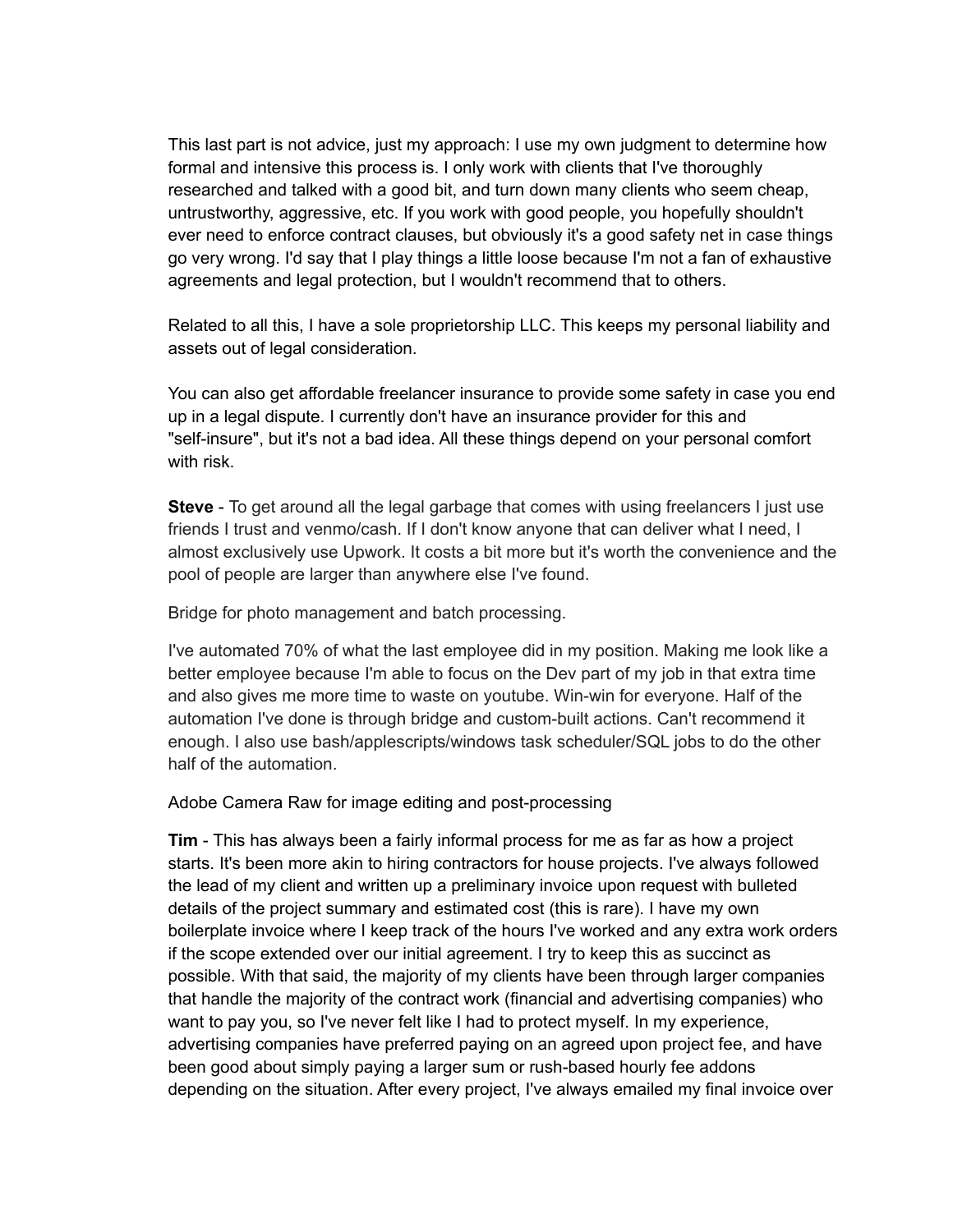This last part is not advice, just my approach: I use my own judgment to determine how formal and intensive this process is. I only work with clients that I've thoroughly researched and talked with a good bit, and turn down many clients who seem cheap, untrustworthy, aggressive, etc. If you work with good people, you hopefully shouldn't ever need to enforce contract clauses, but obviously it's a good safety net in case things go very wrong. I'd say that I play things a little loose because I'm not a fan of exhaustive agreements and legal protection, but I wouldn't recommend that to others.

Related to all this, I have a sole proprietorship LLC. This keeps my personal liability and assets out of legal consideration.

You can also get affordable freelancer insurance to provide some safety in case you end up in a legal dispute. I currently don't have an insurance provider for this and "self-insure", but it's not a bad idea. All these things depend on your personal comfort with risk.

**Steve** - To get around all the legal garbage that comes with using freelancers I just use friends I trust and venmo/cash. If I don't know anyone that can deliver what I need, I almost exclusively use Upwork. It costs a bit more but it's worth the convenience and the pool of people are larger than anywhere else I've found.

Bridge for photo management and batch processing.

I've automated 70% of what the last employee did in my position. Making me look like a better employee because I'm able to focus on the Dev part of my job in that extra time and also gives me more time to waste on youtube. Win-win for everyone. Half of the automation I've done is through bridge and custom-built actions. Can't recommend it enough. I also use bash/applescripts/windows task scheduler/SQL jobs to do the other half of the automation.

Adobe Camera Raw for image editing and post-processing

**Tim** - This has always been a fairly informal process for me as far as how a project starts. It's been more akin to hiring contractors for house projects. I've always followed the lead of my client and written up a preliminary invoice upon request with bulleted details of the project summary and estimated cost (this is rare). I have my own boilerplate invoice where I keep track of the hours I've worked and any extra work orders if the scope extended over our initial agreement. I try to keep this as succinct as possible. With that said, the majority of my clients have been through larger companies that handle the majority of the contract work (financial and advertising companies) who want to pay you, so I've never felt like I had to protect myself. In my experience, advertising companies have preferred paying on an agreed upon project fee, and have been good about simply paying a larger sum or rush-based hourly fee addons depending on the situation. After every project, I've always emailed my final invoice over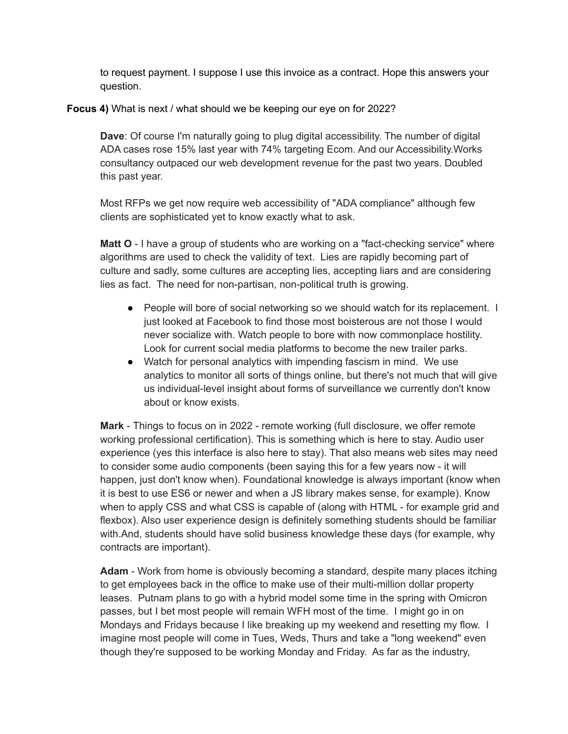to request payment. I suppose I use this invoice as a contract. Hope this answers your question.

**Focus 4)** What is next / what should we be keeping our eye on for 2022?

**Dave**: Of course I'm naturally going to plug digital accessibility. The number of digital ADA cases rose 15% last year with 74% targeting Ecom. And our Accessibility.Works consultancy outpaced our web development revenue for the past two years. Doubled this past year.

Most RFPs we get now require web accessibility of "ADA compliance" although few clients are sophisticated yet to know exactly what to ask.

**Matt O** - I have a group of students who are working on a "fact-checking service" where algorithms are used to check the validity of text. Lies are rapidly becoming part of culture and sadly, some cultures are accepting lies, accepting liars and are considering lies as fact. The need for non-partisan, non-political truth is growing.

- People will bore of social networking so we should watch for its replacement. I just looked at Facebook to find those most boisterous are not those I would never socialize with. Watch people to bore with now commonplace hostility. Look for current social media platforms to become the new trailer parks.
- Watch for personal analytics with impending fascism in mind. We use analytics to monitor all sorts of things online, but there's not much that will give us individual-level insight about forms of surveillance we currently don't know about or know exists.

**Mark** - Things to focus on in 2022 - remote working (full disclosure, we offer remote working professional certification). This is something which is here to stay. Audio user experience (yes this interface is also here to stay). That also means web sites may need to consider some audio components (been saying this for a few years now - it will happen, just don't know when). Foundational knowledge is always important (know when it is best to use ES6 or newer and when a JS library makes sense, for example). Know when to apply CSS and what CSS is capable of (along with HTML - for example grid and flexbox). Also user experience design is definitely something students should be familiar with.And, students should have solid business knowledge these days (for example, why contracts are important).

**Adam** - Work from home is obviously becoming a standard, despite many places itching to get employees back in the office to make use of their multi-million dollar property leases. Putnam plans to go with a hybrid model some time in the spring with Omicron passes, but I bet most people will remain WFH most of the time. I might go in on Mondays and Fridays because I like breaking up my weekend and resetting my flow. I imagine most people will come in Tues, Weds, Thurs and take a "long weekend" even though they're supposed to be working Monday and Friday. As far as the industry,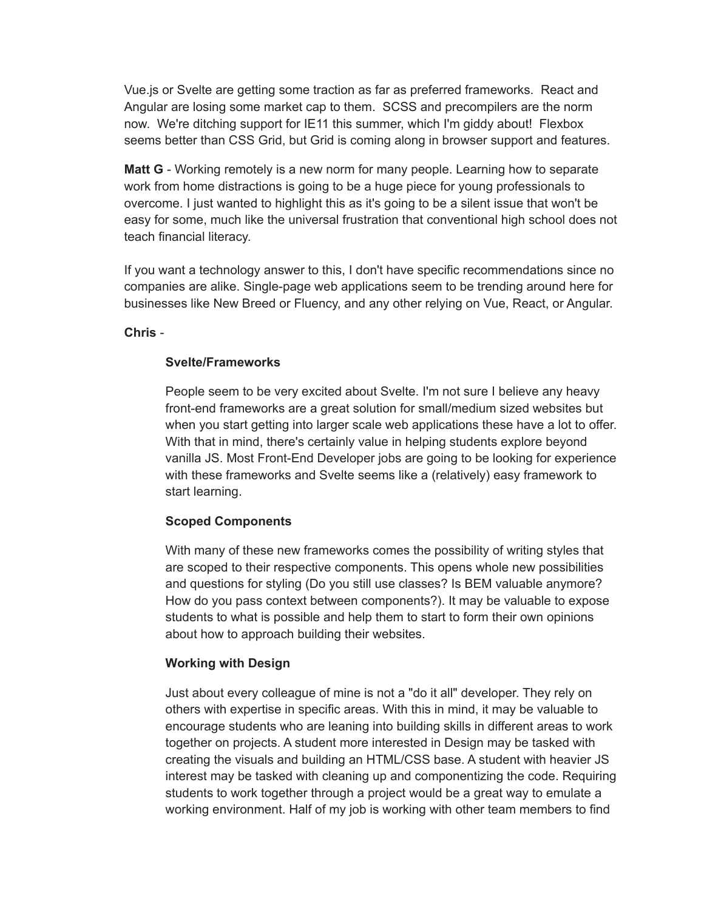Vue.js or Svelte are getting some traction as far as preferred frameworks.  React and Angular are losing some market cap to them.  SCSS and precompilers are the norm now.  We're ditching support for IE11 this summer, which I'm giddy about!  Flexbox seems better than CSS Grid, but Grid is coming along in browser support and features.

**Matt G** - Working remotely is a new norm for many people. Learning how to separate work from home distractions is going to be a huge piece for young professionals to overcome. I just wanted to highlight this as it's going to be a silent issue that won't be easy for some, much like the universal frustration that conventional high school does not teach financial literacy.

If you want a technology answer to this, I don't have specific recommendations since no companies are alike. Single-page web applications seem to be trending around here for businesses like New Breed or Fluency, and any other relying on Vue, React, or Angular.

**Chris** -

> **Svelte/Frameworks**
>
> People seem to be very excited about Svelte. I'm not sure I believe any heavy front-end frameworks are a great solution for small/medium sized websites but when you start getting into larger scale web applications these have a lot to offer. With that in mind, there's certainly value in helping students explore beyond vanilla JS. Most Front-End Developer jobs are going to be looking for experience with these frameworks and Svelte seems like a (relatively) easy framework to start learning.
>
> **Scoped Components**
>
> With many of these new frameworks comes the possibility of writing styles that are scoped to their respective components. This opens whole new possibilities and questions for styling (Do you still use classes? Is BEM valuable anymore? How do you pass context between components?). It may be valuable to expose students to what is possible and help them to start to form their own opinions about how to approach building their websites.
>
> **Working with Design**
>
> Just about every colleague of mine is not a "do it all" developer. They rely on others with expertise in specific areas. With this in mind, it may be valuable to encourage students who are leaning into building skills in different areas to work together on projects. A student more interested in Design may be tasked with creating the visuals and building an HTML/CSS base. A student with heavier JS interest may be tasked with cleaning up and componentizing the code. Requiring students to work together through a project would be a great way to emulate a working environment. Half of my job is working with other team members to find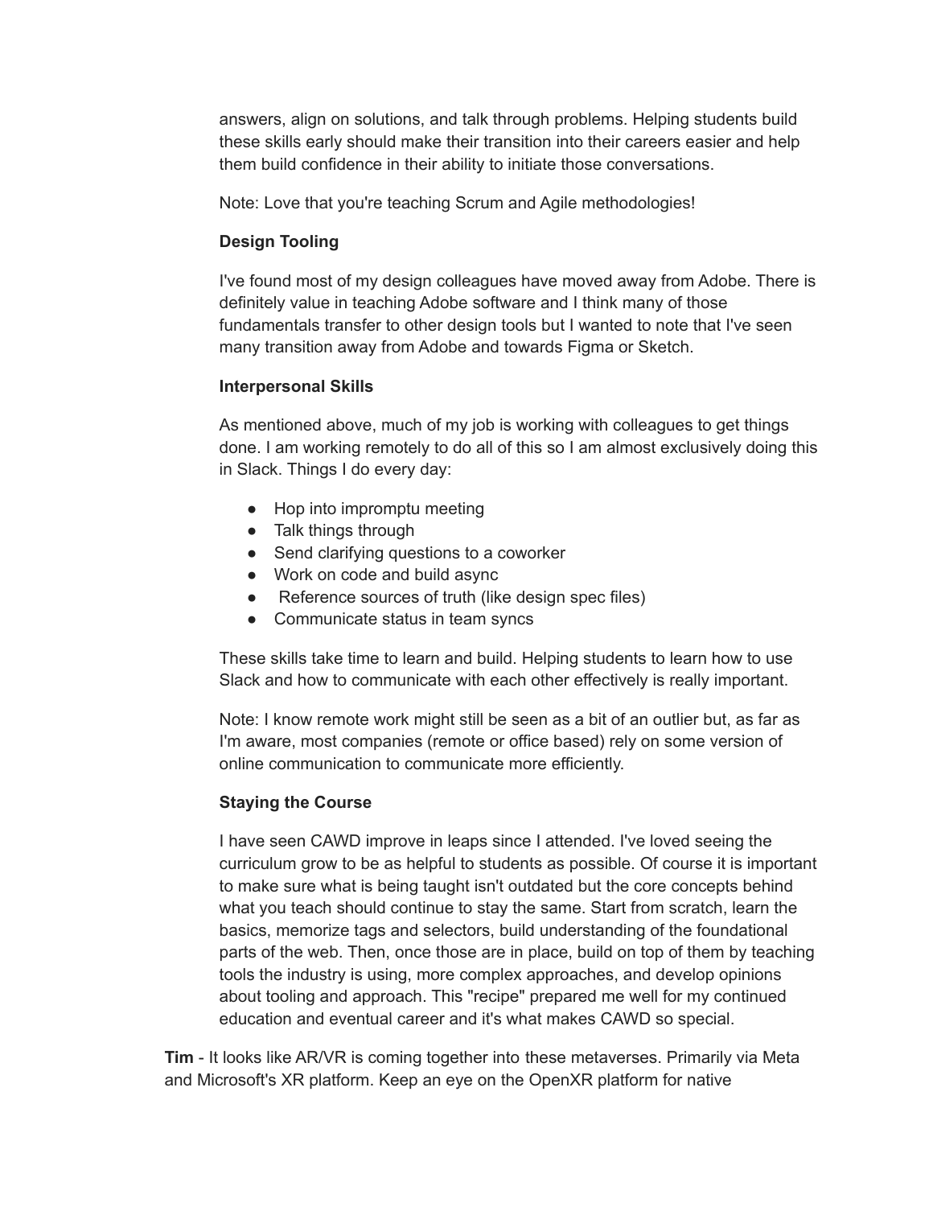answers, align on solutions, and talk through problems. Helping students build these skills early should make their transition into their careers easier and help them build confidence in their ability to initiate those conversations.

Note: Love that you're teaching Scrum and Agile methodologies!

**Design Tooling**

I've found most of my design colleagues have moved away from Adobe. There is definitely value in teaching Adobe software and I think many of those fundamentals transfer to other design tools but I wanted to note that I've seen many transition away from Adobe and towards Figma or Sketch.

**Interpersonal Skills**

As mentioned above, much of my job is working with colleagues to get things done. I am working remotely to do all of this so I am almost exclusively doing this in Slack. Things I do every day:

- Hop into impromptu meeting
- Talk things through
- Send clarifying questions to a coworker
- Work on code and build async
- Reference sources of truth (like design spec files)
- Communicate status in team syncs

These skills take time to learn and build. Helping students to learn how to use Slack and how to communicate with each other effectively is really important.

Note: I know remote work might still be seen as a bit of an outlier but, as far as I'm aware, most companies (remote or office based) rely on some version of online communication to communicate more efficiently.

**Staying the Course**

I have seen CAWD improve in leaps since I attended. I've loved seeing the curriculum grow to be as helpful to students as possible. Of course it is important to make sure what is being taught isn't outdated but the core concepts behind what you teach should continue to stay the same. Start from scratch, learn the basics, memorize tags and selectors, build understanding of the foundational parts of the web. Then, once those are in place, build on top of them by teaching tools the industry is using, more complex approaches, and develop opinions about tooling and approach. This "recipe" prepared me well for my continued education and eventual career and it's what makes CAWD so special.

**Tim** - It looks like AR/VR is coming together into these metaverses. Primarily via Meta and Microsoft's XR platform. Keep an eye on the OpenXR platform for native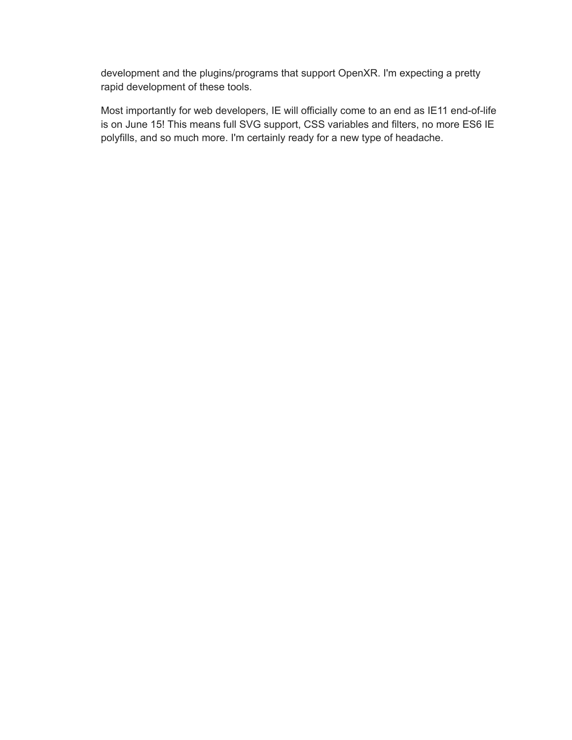development and the plugins/programs that support OpenXR. I'm expecting a pretty rapid development of these tools.

Most importantly for web developers, IE will officially come to an end as IE11 end-of-life is on June 15! This means full SVG support, CSS variables and filters, no more ES6 IE polyfills, and so much more. I'm certainly ready for a new type of headache.